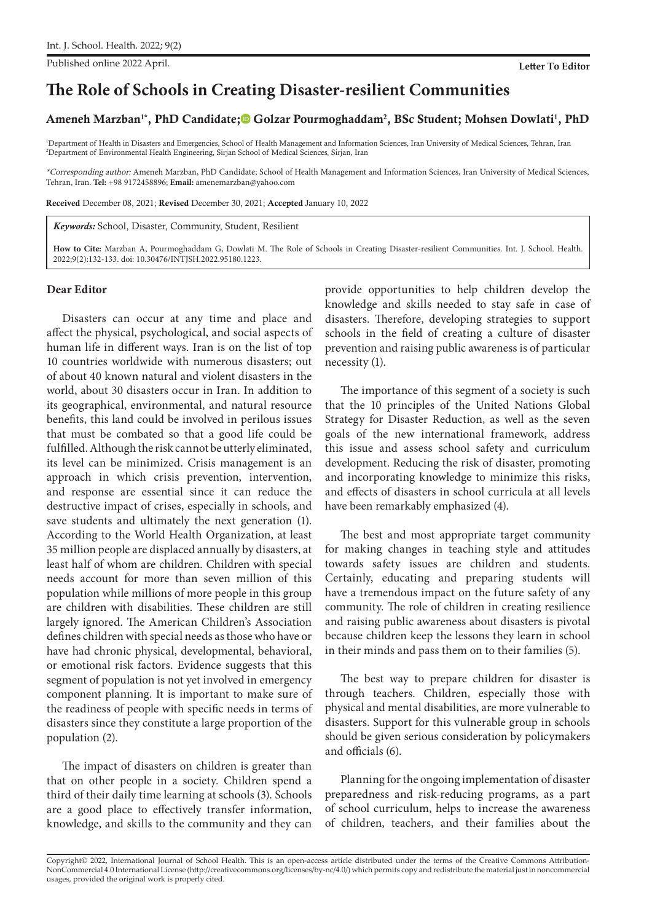Letter To Editor

# The Role of Schools in Creating Disaster-resilient Communities

**Ameneh Marzban[1*], PhD Candidate; Golzar Pourmoghaddam[2], BSc Student; Mohsen Dowlati[1], PhD**

[1]Department of Health in Disasters and Emergencies, School of Health Management and Information Sciences, Iran University of Medical Sciences, Tehran, Iran
[2]Department of Environmental Health Engineering, Sirjan School of Medical Sciences, Sirjan, Iran

*\*Corresponding author:* Ameneh Marzban, PhD Candidate; School of Health Management and Information Sciences, Iran University of Medical Sciences, Tehran, Iran. **Tel:** +98 9172458896; **Email:** amenemarzban@yahoo.com

**Received** December 08, 2021; **Revised** December 30, 2021; **Accepted** January 10, 2022

***Keywords:*** School, Disaster, Community, Student, Resilient

**How to Cite:** Marzban A, Pourmoghaddam G, Dowlati M. The Role of Schools in Creating Disaster-resilient Communities. Int. J. School. Health. 2022;9(2):132-133. doi: 10.30476/INTJSH.2022.95180.1223.

**Dear Editor**

Disasters can occur at any time and place and affect the physical, psychological, and social aspects of human life in different ways. Iran is on the list of top 10 countries worldwide with numerous disasters; out of about 40 known natural and violent disasters in the world, about 30 disasters occur in Iran. In addition to its geographical, environmental, and natural resource benefits, this land could be involved in perilous issues that must be combated so that a good life could be fulfilled. Although the risk cannot be utterly eliminated, its level can be minimized. Crisis management is an approach in which crisis prevention, intervention, and response are essential since it can reduce the destructive impact of crises, especially in schools, and save students and ultimately the next generation (1). According to the World Health Organization, at least 35 million people are displaced annually by disasters, at least half of whom are children. Children with special needs account for more than seven million of this population while millions of more people in this group are children with disabilities. These children are still largely ignored. The American Children's Association defines children with special needs as those who have or have had chronic physical, developmental, behavioral, or emotional risk factors. Evidence suggests that this segment of population is not yet involved in emergency component planning. It is important to make sure of the readiness of people with specific needs in terms of disasters since they constitute a large proportion of the population (2).

The impact of disasters on children is greater than that on other people in a society. Children spend a third of their daily time learning at schools (3). Schools are a good place to effectively transfer information, knowledge, and skills to the community and they can provide opportunities to help children develop the knowledge and skills needed to stay safe in case of disasters. Therefore, developing strategies to support schools in the field of creating a culture of disaster prevention and raising public awareness is of particular necessity (1).

The importance of this segment of a society is such that the 10 principles of the United Nations Global Strategy for Disaster Reduction, as well as the seven goals of the new international framework, address this issue and assess school safety and curriculum development. Reducing the risk of disaster, promoting and incorporating knowledge to minimize this risks, and effects of disasters in school curricula at all levels have been remarkably emphasized (4).

The best and most appropriate target community for making changes in teaching style and attitudes towards safety issues are children and students. Certainly, educating and preparing students will have a tremendous impact on the future safety of any community. The role of children in creating resilience and raising public awareness about disasters is pivotal because children keep the lessons they learn in school in their minds and pass them on to their families (5).

The best way to prepare children for disaster is through teachers. Children, especially those with physical and mental disabilities, are more vulnerable to disasters. Support for this vulnerable group in schools should be given serious consideration by policymakers and officials (6).

Planning for the ongoing implementation of disaster preparedness and risk-reducing programs, as a part of school curriculum, helps to increase the awareness of children, teachers, and their families about the

Copyright© 2022, International Journal of School Health. This is an open-access article distributed under the terms of the Creative Commons Attribution-NonCommercial 4.0 International License (http://creativecommons.org/licenses/by-nc/4.0/) which permits copy and redistribute the material just in noncommercial usages, provided the original work is properly cited.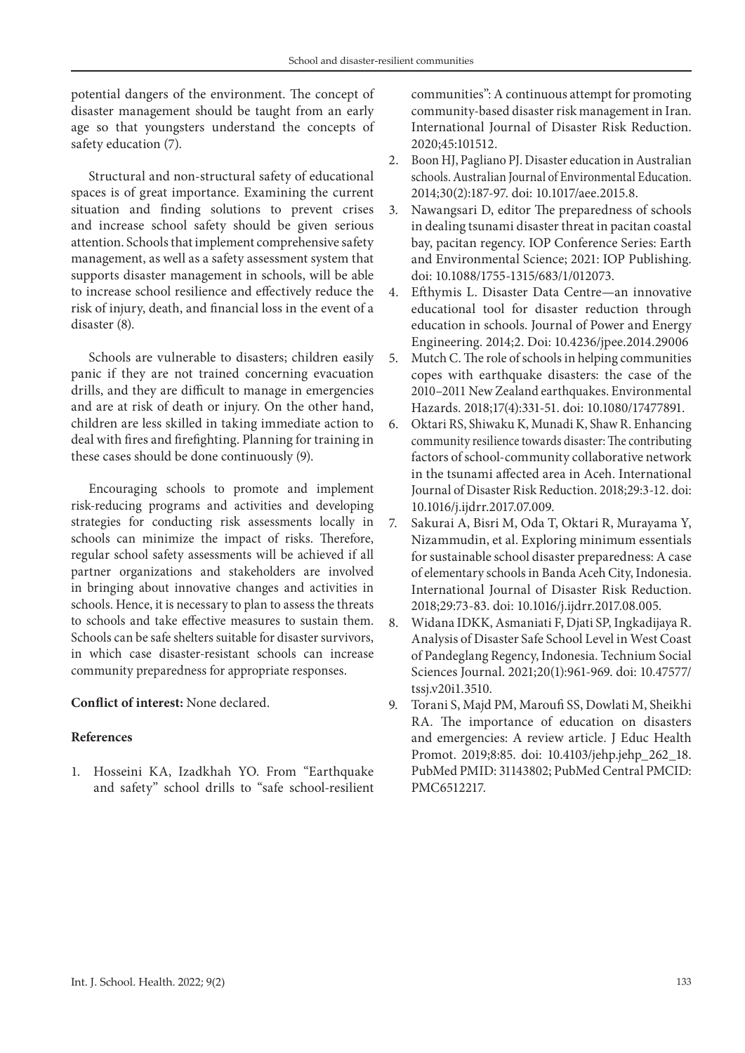potential dangers of the environment. The concept of disaster management should be taught from an early age so that youngsters understand the concepts of safety education (7).

Structural and non-structural safety of educational spaces is of great importance. Examining the current situation and finding solutions to prevent crises and increase school safety should be given serious attention. Schools that implement comprehensive safety management, as well as a safety assessment system that supports disaster management in schools, will be able to increase school resilience and effectively reduce the risk of injury, death, and financial loss in the event of a disaster (8).

Schools are vulnerable to disasters; children easily panic if they are not trained concerning evacuation drills, and they are difficult to manage in emergencies and are at risk of death or injury. On the other hand, children are less skilled in taking immediate action to deal with fires and firefighting. Planning for training in these cases should be done continuously (9).

Encouraging schools to promote and implement risk-reducing programs and activities and developing strategies for conducting risk assessments locally in schools can minimize the impact of risks. Therefore, regular school safety assessments will be achieved if all partner organizations and stakeholders are involved in bringing about innovative changes and activities in schools. Hence, it is necessary to plan to assess the threats to schools and take effective measures to sustain them. Schools can be safe shelters suitable for disaster survivors, in which case disaster-resistant schools can increase community preparedness for appropriate responses.

**Conflict of interest:** None declared.

**References**

1. Hosseini KA, Izadkhah YO. From "Earthquake and safety" school drills to "safe school-resilient communities": A continuous attempt for promoting community-based disaster risk management in Iran. International Journal of Disaster Risk Reduction. 2020;45:101512.
2. Boon HJ, Pagliano PJ. Disaster education in Australian schools. Australian Journal of Environmental Education. 2014;30(2):187-97. doi: 10.1017/aee.2015.8.
3. Nawangsari D, editor The preparedness of schools in dealing tsunami disaster threat in pacitan coastal bay, pacitan regency. IOP Conference Series: Earth and Environmental Science; 2021: IOP Publishing. doi: 10.1088/1755-1315/683/1/012073.
4. Efthymis L. Disaster Data Centre—an innovative educational tool for disaster reduction through education in schools. Journal of Power and Energy Engineering. 2014;2. Doi: 10.4236/jpee.2014.29006
5. Mutch C. The role of schools in helping communities copes with earthquake disasters: the case of the 2010–2011 New Zealand earthquakes. Environmental Hazards. 2018;17(4):331-51. doi: 10.1080/17477891.
6. Oktari RS, Shiwaku K, Munadi K, Shaw R. Enhancing community resilience towards disaster: The contributing factors of school-community collaborative network in the tsunami affected area in Aceh. International Journal of Disaster Risk Reduction. 2018;29:3-12. doi: 10.1016/j.ijdrr.2017.07.009.
7. Sakurai A, Bisri M, Oda T, Oktari R, Murayama Y, Nizammudin, et al. Exploring minimum essentials for sustainable school disaster preparedness: A case of elementary schools in Banda Aceh City, Indonesia. International Journal of Disaster Risk Reduction. 2018;29:73-83. doi: 10.1016/j.ijdrr.2017.08.005.
8. Widana IDKK, Asmaniati F, Djati SP, Ingkadijaya R. Analysis of Disaster Safe School Level in West Coast of Pandeglang Regency, Indonesia. Technium Social Sciences Journal. 2021;20(1):961-969. doi: 10.47577/tssj.v20i1.3510.
9. Torani S, Majd PM, Maroufi SS, Dowlati M, Sheikhi RA. The importance of education on disasters and emergencies: A review article. J Educ Health Promot. 2019;8:85. doi: 10.4103/jehp.jehp_262_18. PubMed PMID: 31143802; PubMed Central PMCID: PMC6512217.